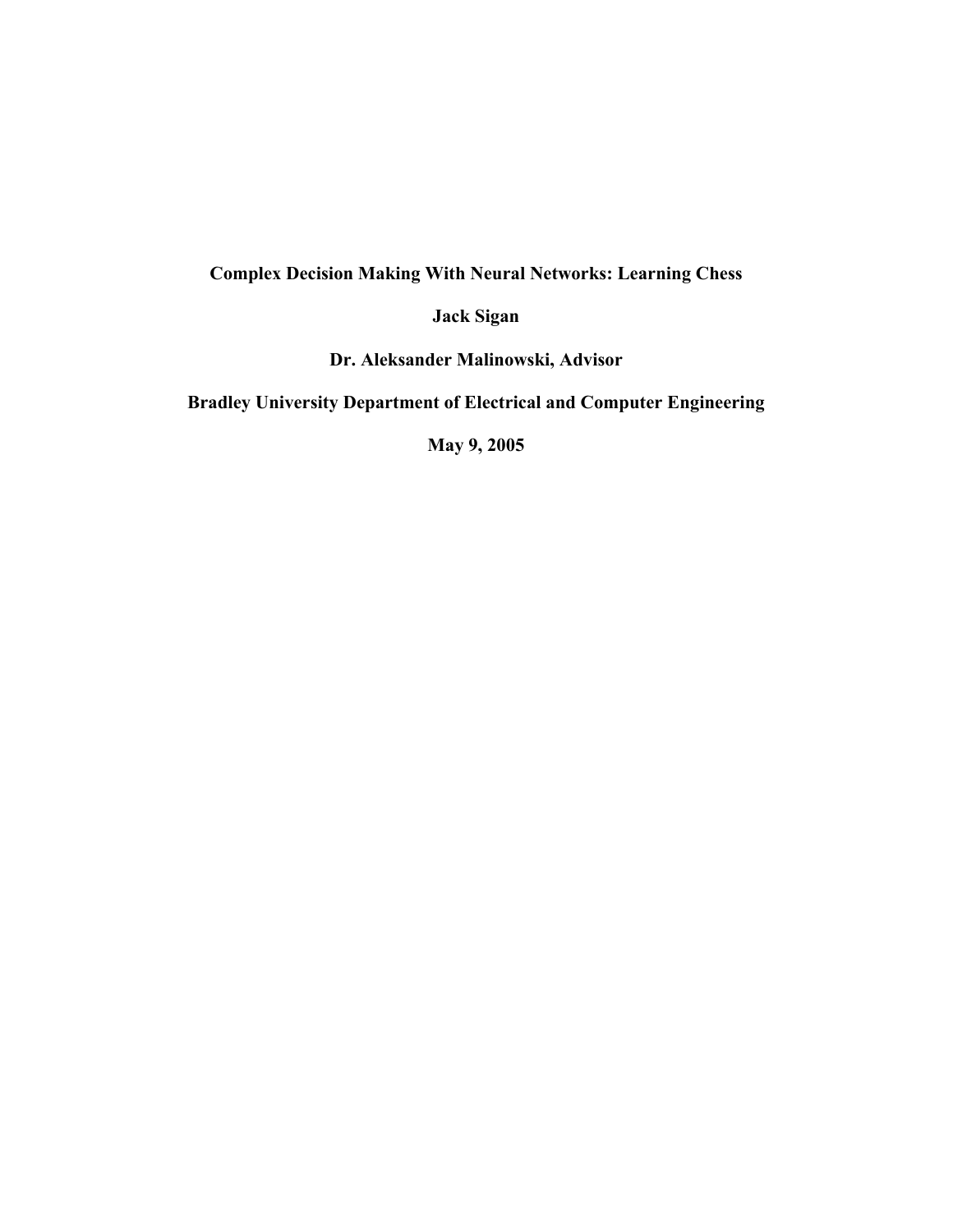**Complex Decision Making With Neural Networks: Learning Chess**

**Jack Sigan**

**Dr. Aleksander Malinowski, Advisor**

**Bradley University Department of Electrical and Computer Engineering**

**May 9, 2005**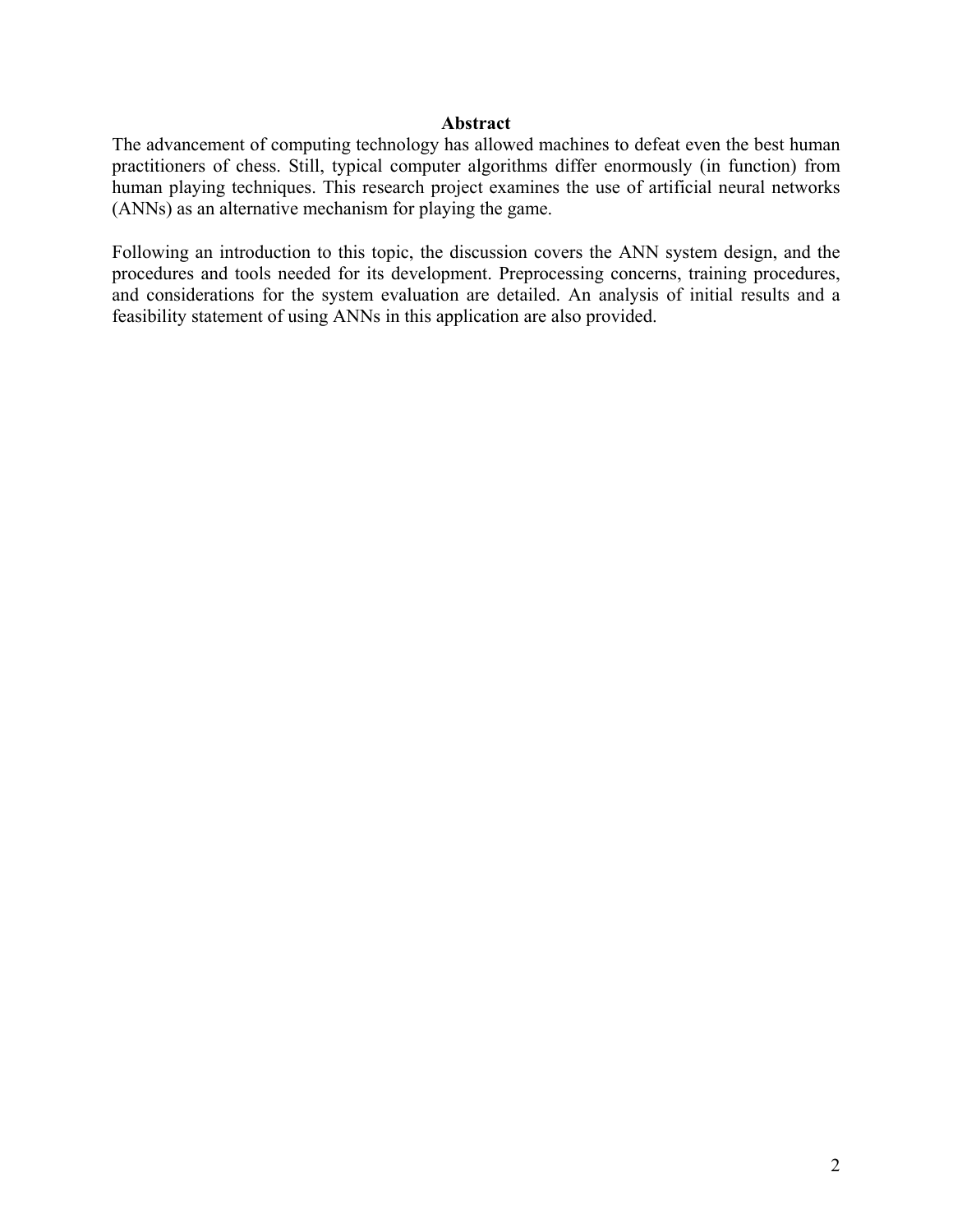## Abstract

The advancement of computing technology has allowed machines to defeat even the best human practitioners of chess. Still, typical computer algorithms differ enormously (in function) from human playing techniques. This research project examines the use of artificial neural networks (ANNs) as an alternative mechanism for playing the game.

Following an introduction to this topic, the discussion covers the ANN system design, and the procedures and tools needed for its development. Preprocessing concerns, training procedures, and considerations for the system evaluation are detailed. An analysis of initial results and a feasibility statement of using ANNs in this application are also provided.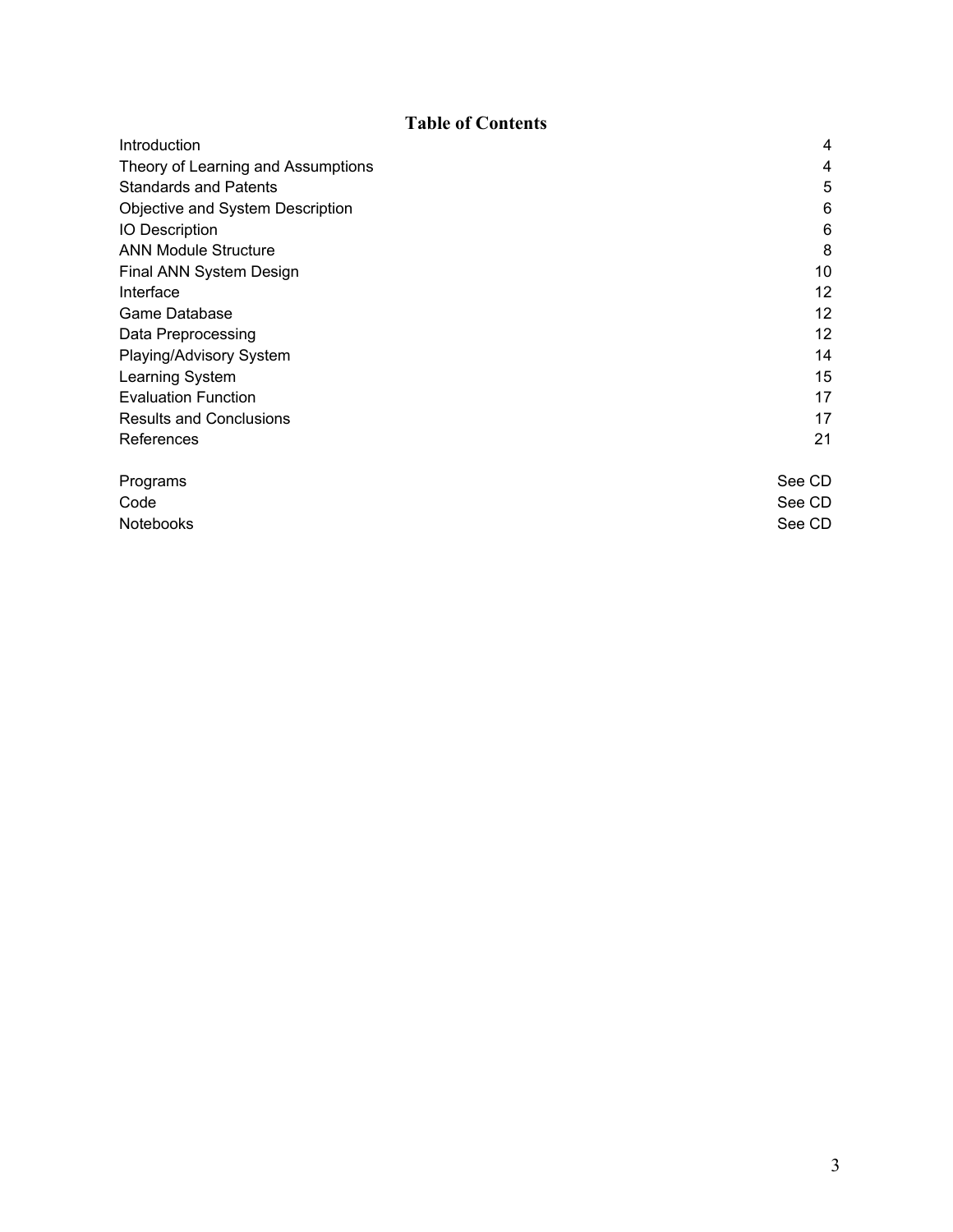## Table of Contents

| | |
|---|---|
| Introduction | 4 |
| Theory of Learning and Assumptions | 4 |
| Standards and Patents | 5 |
| Objective and System Description | 6 |
| IO Description | 6 |
| ANN Module Structure | 8 |
| Final ANN System Design | 10 |
| Interface | 12 |
| Game Database | 12 |
| Data Preprocessing | 12 |
| Playing/Advisory System | 14 |
| Learning System | 15 |
| Evaluation Function | 17 |
| Results and Conclusions | 17 |
| References | 21 |
| | |
| Programs | See CD |
| Code | See CD |
| Notebooks | See CD |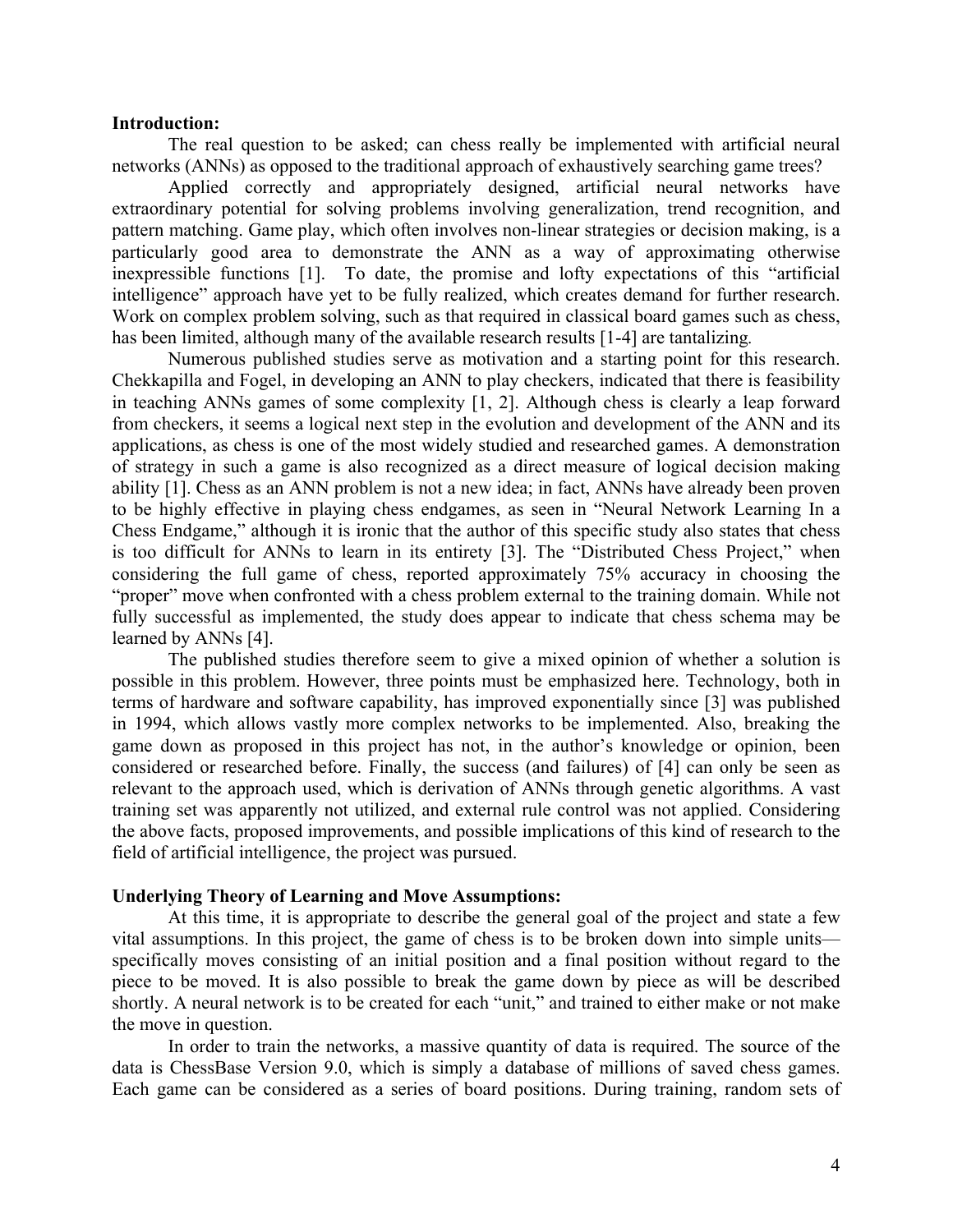**Introduction:**

The real question to be asked; can chess really be implemented with artificial neural networks (ANNs) as opposed to the traditional approach of exhaustively searching game trees?

Applied correctly and appropriately designed, artificial neural networks have extraordinary potential for solving problems involving generalization, trend recognition, and pattern matching. Game play, which often involves non-linear strategies or decision making, is a particularly good area to demonstrate the ANN as a way of approximating otherwise inexpressible functions [1]. To date, the promise and lofty expectations of this "artificial intelligence" approach have yet to be fully realized, which creates demand for further research. Work on complex problem solving, such as that required in classical board games such as chess, has been limited, although many of the available research results [1-4] are tantalizing.

Numerous published studies serve as motivation and a starting point for this research. Chekkapilla and Fogel, in developing an ANN to play checkers, indicated that there is feasibility in teaching ANNs games of some complexity [1, 2]. Although chess is clearly a leap forward from checkers, it seems a logical next step in the evolution and development of the ANN and its applications, as chess is one of the most widely studied and researched games. A demonstration of strategy in such a game is also recognized as a direct measure of logical decision making ability [1]. Chess as an ANN problem is not a new idea; in fact, ANNs have already been proven to be highly effective in playing chess endgames, as seen in "Neural Network Learning In a Chess Endgame," although it is ironic that the author of this specific study also states that chess is too difficult for ANNs to learn in its entirety [3]. The "Distributed Chess Project," when considering the full game of chess, reported approximately 75% accuracy in choosing the "proper" move when confronted with a chess problem external to the training domain. While not fully successful as implemented, the study does appear to indicate that chess schema may be learned by ANNs [4].

The published studies therefore seem to give a mixed opinion of whether a solution is possible in this problem. However, three points must be emphasized here. Technology, both in terms of hardware and software capability, has improved exponentially since [3] was published in 1994, which allows vastly more complex networks to be implemented. Also, breaking the game down as proposed in this project has not, in the author's knowledge or opinion, been considered or researched before. Finally, the success (and failures) of [4] can only be seen as relevant to the approach used, which is derivation of ANNs through genetic algorithms. A vast training set was apparently not utilized, and external rule control was not applied. Considering the above facts, proposed improvements, and possible implications of this kind of research to the field of artificial intelligence, the project was pursued.

**Underlying Theory of Learning and Move Assumptions:**

At this time, it is appropriate to describe the general goal of the project and state a few vital assumptions. In this project, the game of chess is to be broken down into simple units—specifically moves consisting of an initial position and a final position without regard to the piece to be moved. It is also possible to break the game down by piece as will be described shortly. A neural network is to be created for each "unit," and trained to either make or not make the move in question.

In order to train the networks, a massive quantity of data is required. The source of the data is ChessBase Version 9.0, which is simply a database of millions of saved chess games. Each game can be considered as a series of board positions. During training, random sets of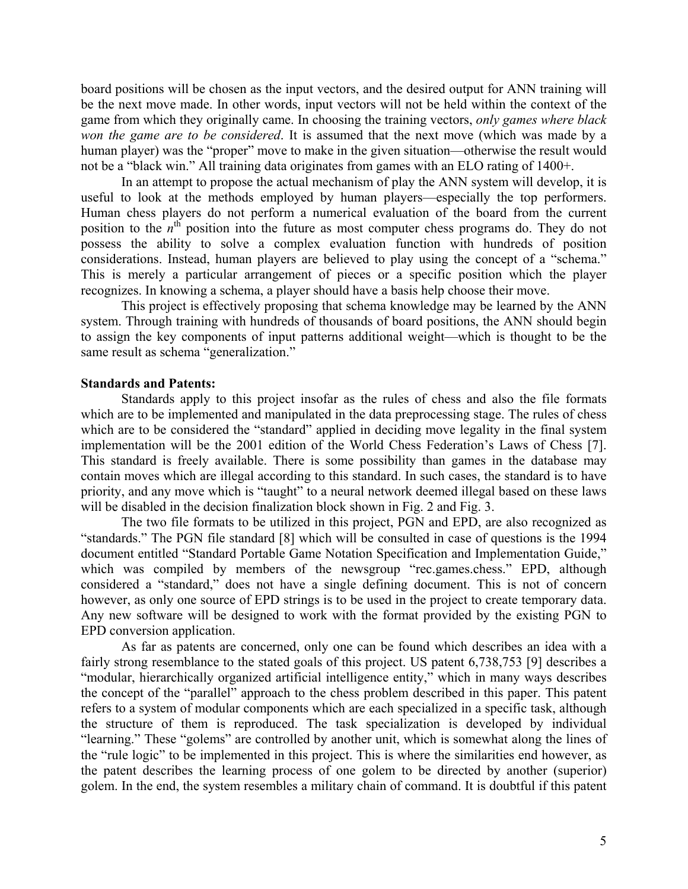board positions will be chosen as the input vectors, and the desired output for ANN training will be the next move made. In other words, input vectors will not be held within the context of the game from which they originally came. In choosing the training vectors, *only games where black won the game are to be considered*. It is assumed that the next move (which was made by a human player) was the "proper" move to make in the given situation—otherwise the result would not be a "black win." All training data originates from games with an ELO rating of 1400+.

In an attempt to propose the actual mechanism of play the ANN system will develop, it is useful to look at the methods employed by human players—especially the top performers. Human chess players do not perform a numerical evaluation of the board from the current position to the $n^{th}$ position into the future as most computer chess programs do. They do not possess the ability to solve a complex evaluation function with hundreds of position considerations. Instead, human players are believed to play using the concept of a "schema." This is merely a particular arrangement of pieces or a specific position which the player recognizes. In knowing a schema, a player should have a basis help choose their move.

This project is effectively proposing that schema knowledge may be learned by the ANN system. Through training with hundreds of thousands of board positions, the ANN should begin to assign the key components of input patterns additional weight—which is thought to be the same result as schema "generalization."

**Standards and Patents:**

Standards apply to this project insofar as the rules of chess and also the file formats which are to be implemented and manipulated in the data preprocessing stage. The rules of chess which are to be considered the "standard" applied in deciding move legality in the final system implementation will be the 2001 edition of the World Chess Federation's Laws of Chess [7]. This standard is freely available. There is some possibility than games in the database may contain moves which are illegal according to this standard. In such cases, the standard is to have priority, and any move which is "taught" to a neural network deemed illegal based on these laws will be disabled in the decision finalization block shown in Fig. 2 and Fig. 3.

The two file formats to be utilized in this project, PGN and EPD, are also recognized as "standards." The PGN file standard [8] which will be consulted in case of questions is the 1994 document entitled "Standard Portable Game Notation Specification and Implementation Guide," which was compiled by members of the newsgroup "rec.games.chess." EPD, although considered a "standard," does not have a single defining document. This is not of concern however, as only one source of EPD strings is to be used in the project to create temporary data. Any new software will be designed to work with the format provided by the existing PGN to EPD conversion application.

As far as patents are concerned, only one can be found which describes an idea with a fairly strong resemblance to the stated goals of this project. US patent 6,738,753 [9] describes a "modular, hierarchically organized artificial intelligence entity," which in many ways describes the concept of the "parallel" approach to the chess problem described in this paper. This patent refers to a system of modular components which are each specialized in a specific task, although the structure of them is reproduced. The task specialization is developed by individual "learning." These "golems" are controlled by another unit, which is somewhat along the lines of the "rule logic" to be implemented in this project. This is where the similarities end however, as the patent describes the learning process of one golem to be directed by another (superior) golem. In the end, the system resembles a military chain of command. It is doubtful if this patent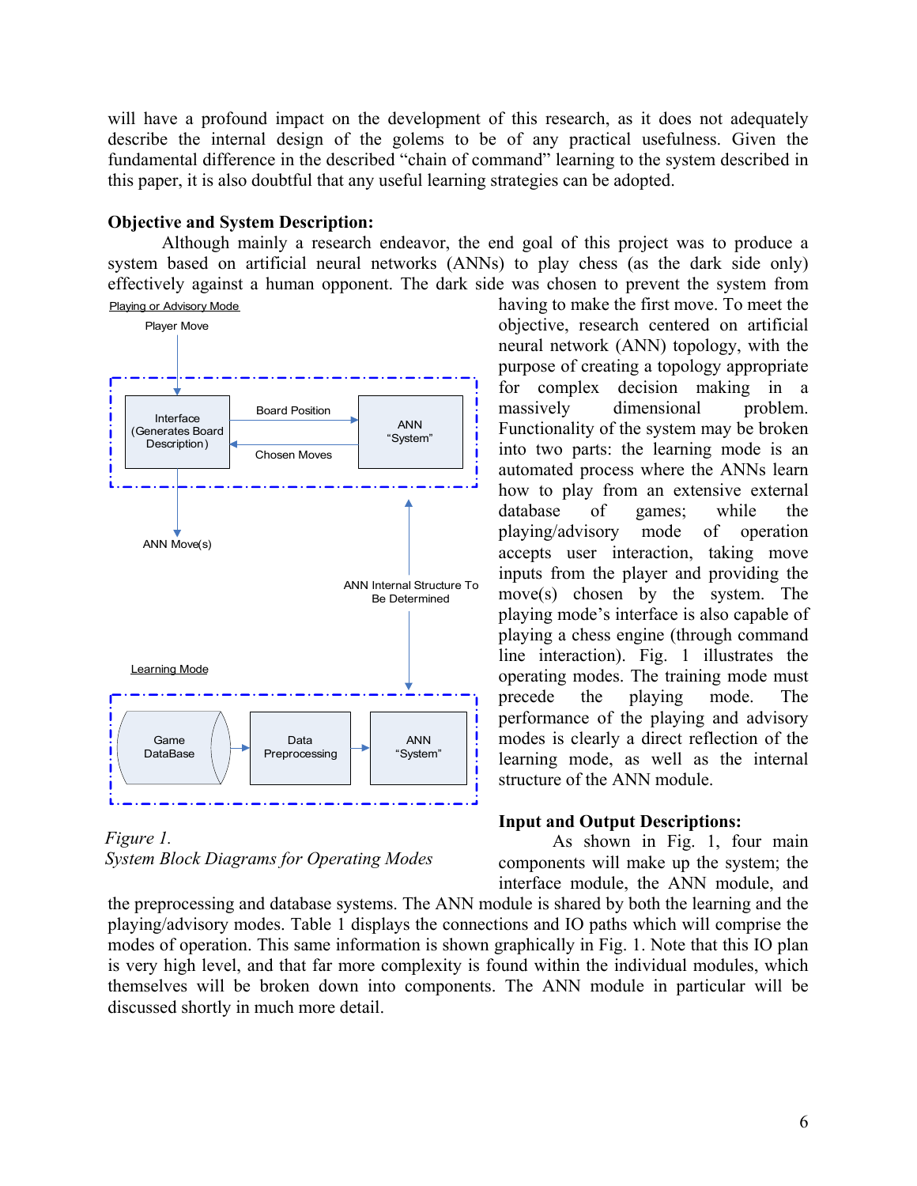will have a profound impact on the development of this research, as it does not adequately describe the internal design of the golems to be of any practical usefulness. Given the fundamental difference in the described "chain of command" learning to the system described in this paper, it is also doubtful that any useful learning strategies can be adopted.

**Objective and System Description:**

Although mainly a research endeavor, the end goal of this project was to produce a system based on artificial neural networks (ANNs) to play chess (as the dark side only) effectively against a human opponent. The dark side was chosen to prevent the system from having to make the first move. To meet the objective, research centered on artificial neural network (ANN) topology, with the purpose of creating a topology appropriate for complex decision making in a massively dimensional problem. Functionality of the system may be broken into two parts: the learning mode is an automated process where the ANNs learn how to play from an extensive external database of games; while the playing/advisory mode of operation accepts user interaction, taking move inputs from the player and providing the move(s) chosen by the system. The playing mode's interface is also capable of playing a chess engine (through command line interaction). Fig. 1 illustrates the operating modes. The training mode must precede the playing mode. The performance of the playing and advisory modes is clearly a direct reflection of the learning mode, as well as the internal structure of the ANN module.

Playing or Advisory Mode

Player Move

Interface (Generates Board Description) — Board Position → ANN "System"; ANN "System" — Chosen Moves → Interface

ANN Move(s)

ANN Internal Structure To Be Determined

Learning Mode

Game DataBase → Data Preprocessing → ANN "System"

*Figure 1.*
*System Block Diagrams for Operating Modes*

**Input and Output Descriptions:**

As shown in Fig. 1, four main components will make up the system; the interface module, the ANN module, and the preprocessing and database systems. The ANN module is shared by both the learning and the playing/advisory modes. Table 1 displays the connections and IO paths which will comprise the modes of operation. This same information is shown graphically in Fig. 1. Note that this IO plan is very high level, and that far more complexity is found within the individual modules, which themselves will be broken down into components. The ANN module in particular will be discussed shortly in much more detail.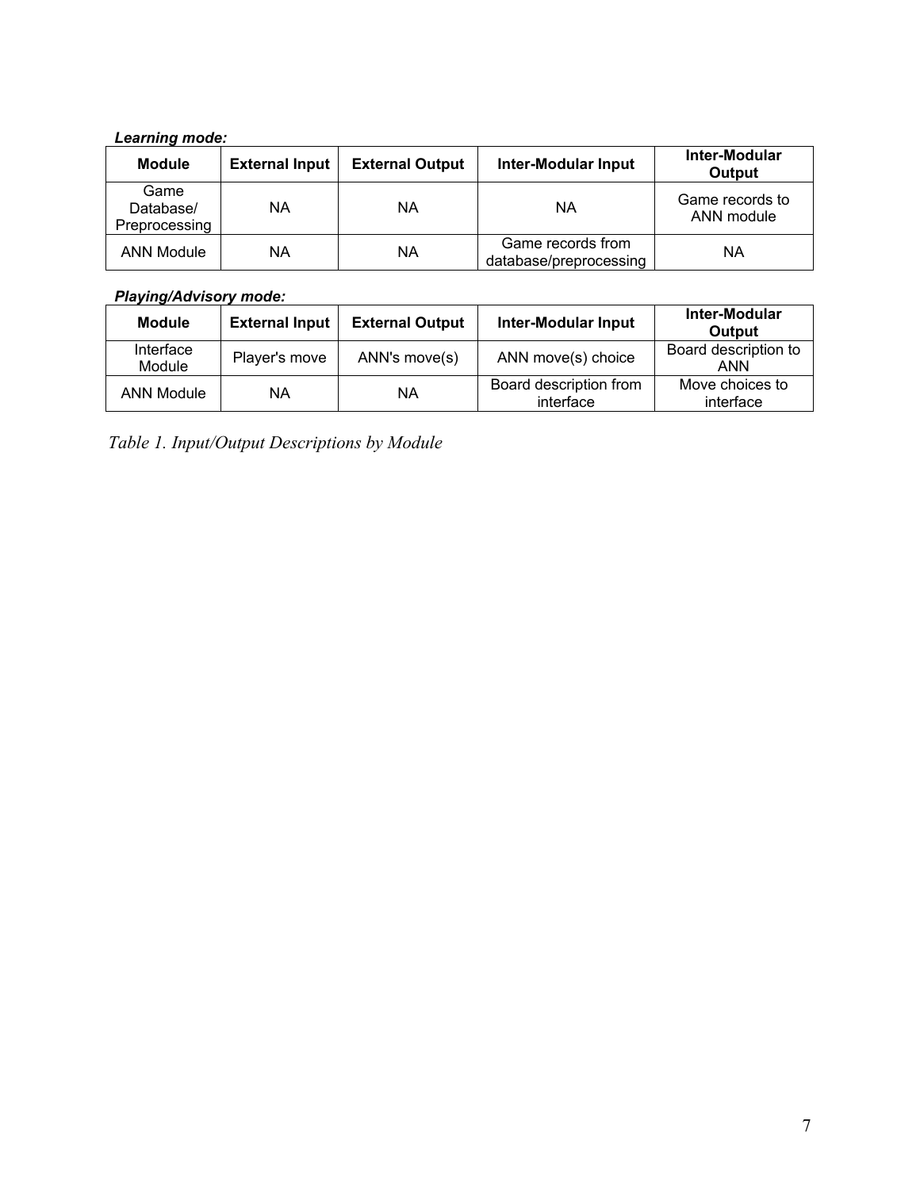***Learning mode:***

| Module | External Input | External Output | Inter-Modular Input | Inter-Modular Output |
|---|---|---|---|---|
| Game Database/ Preprocessing | NA | NA | NA | Game records to ANN module |
| ANN Module | NA | NA | Game records from database/preprocessing | NA |

***Playing/Advisory mode:***

| Module | External Input | External Output | Inter-Modular Input | Inter-Modular Output |
|---|---|---|---|---|
| Interface Module | Player's move | ANN's move(s) | ANN move(s) choice | Board description to ANN |
| ANN Module | NA | NA | Board description from interface | Move choices to interface |

*Table 1. Input/Output Descriptions by Module*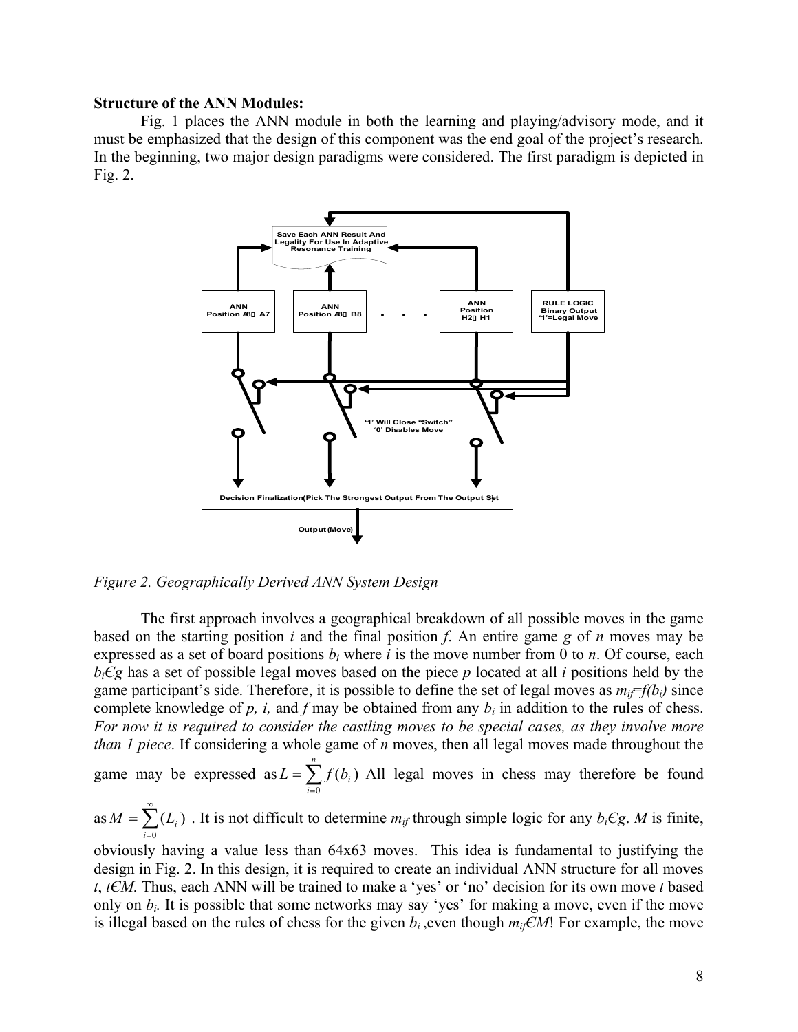**Structure of the ANN Modules:**

Fig. 1 places the ANN module in both the learning and playing/advisory mode, and it must be emphasized that the design of this component was the end goal of the project's research. In the beginning, two major design paradigms were considered. The first paradigm is depicted in Fig. 2.

*Figure 2. Geographically Derived ANN System Design*

The first approach involves a geographical breakdown of all possible moves in the game based on the starting position *i* and the final position *f*. An entire game *g* of *n* moves may be expressed as a set of board positions $b_i$ where *i* is the move number from 0 to *n*. Of course, each $b_i \in g$ has a set of possible legal moves based on the piece *p* located at all *i* positions held by the game participant's side. Therefore, it is possible to define the set of legal moves as $m_{if}=f(b_i)$ since complete knowledge of *p, i,* and *f* may be obtained from any $b_i$ in addition to the rules of chess. *For now it is required to consider the castling moves to be special cases, as they involve more than 1 piece*. If considering a whole game of *n* moves, then all legal moves made throughout the game may be expressed as $L = \sum_{i=0}^{n} f(b_i)$ All legal moves in chess may therefore be found as $M = \sum_{i=0}^{\infty} (L_i)$ . It is not difficult to determine $m_{if}$ through simple logic for any $b_i \in g$. *M* is finite, obviously having a value less than 64x63 moves. This idea is fundamental to justifying the design in Fig. 2. In this design, it is required to create an individual ANN structure for all moves *t*, $t \in M$. Thus, each ANN will be trained to make a 'yes' or 'no' decision for its own move *t* based only on $b_i$. It is possible that some networks may say 'yes' for making a move, even if the move is illegal based on the rules of chess for the given $b_i$ ,even though $m_{if} \in M$! For example, the move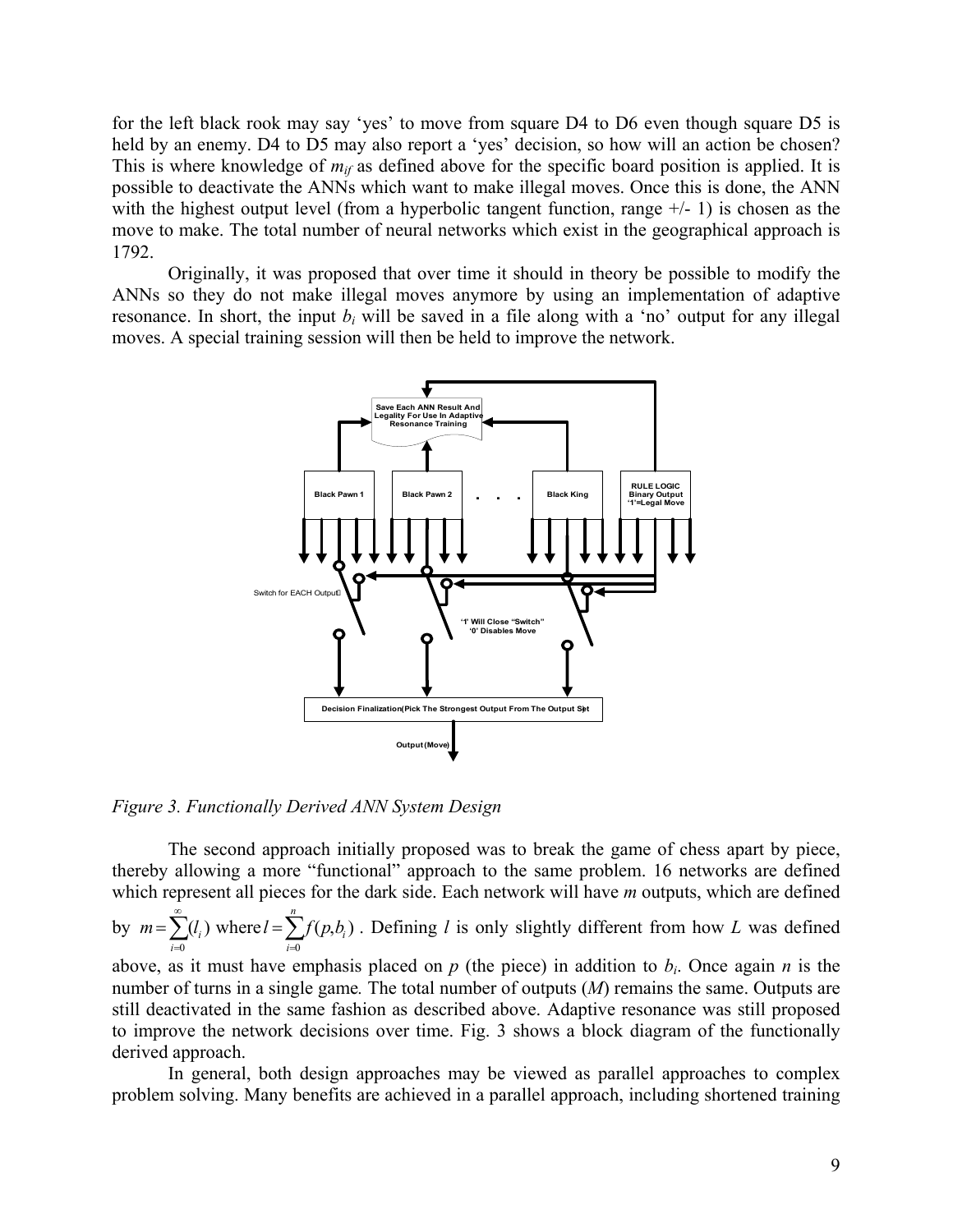for the left black rook may say 'yes' to move from square D4 to D6 even though square D5 is held by an enemy. D4 to D5 may also report a 'yes' decision, so how will an action be chosen? This is where knowledge of $m_{if}$ as defined above for the specific board position is applied. It is possible to deactivate the ANNs which want to make illegal moves. Once this is done, the ANN with the highest output level (from a hyperbolic tangent function, range +/- 1) is chosen as the move to make. The total number of neural networks which exist in the geographical approach is 1792.

Originally, it was proposed that over time it should in theory be possible to modify the ANNs so they do not make illegal moves anymore by using an implementation of adaptive resonance. In short, the input $b_i$ will be saved in a file along with a 'no' output for any illegal moves. A special training session will then be held to improve the network.

*Figure 3. Functionally Derived ANN System Design*

The second approach initially proposed was to break the game of chess apart by piece, thereby allowing a more "functional" approach to the same problem. 16 networks are defined which represent all pieces for the dark side. Each network will have *m* outputs, which are defined by $m = \sum_{i=0}^{\infty}(l_i)$ where $l = \sum_{i=0}^{n} f(p, b_i)$. Defining *l* is only slightly different from how *L* was defined above, as it must have emphasis placed on *p* (the piece) in addition to $b_i$. Once again *n* is the number of turns in a single game. The total number of outputs (*M*) remains the same. Outputs are still deactivated in the same fashion as described above. Adaptive resonance was still proposed to improve the network decisions over time. Fig. 3 shows a block diagram of the functionally derived approach.

In general, both design approaches may be viewed as parallel approaches to complex problem solving. Many benefits are achieved in a parallel approach, including shortened training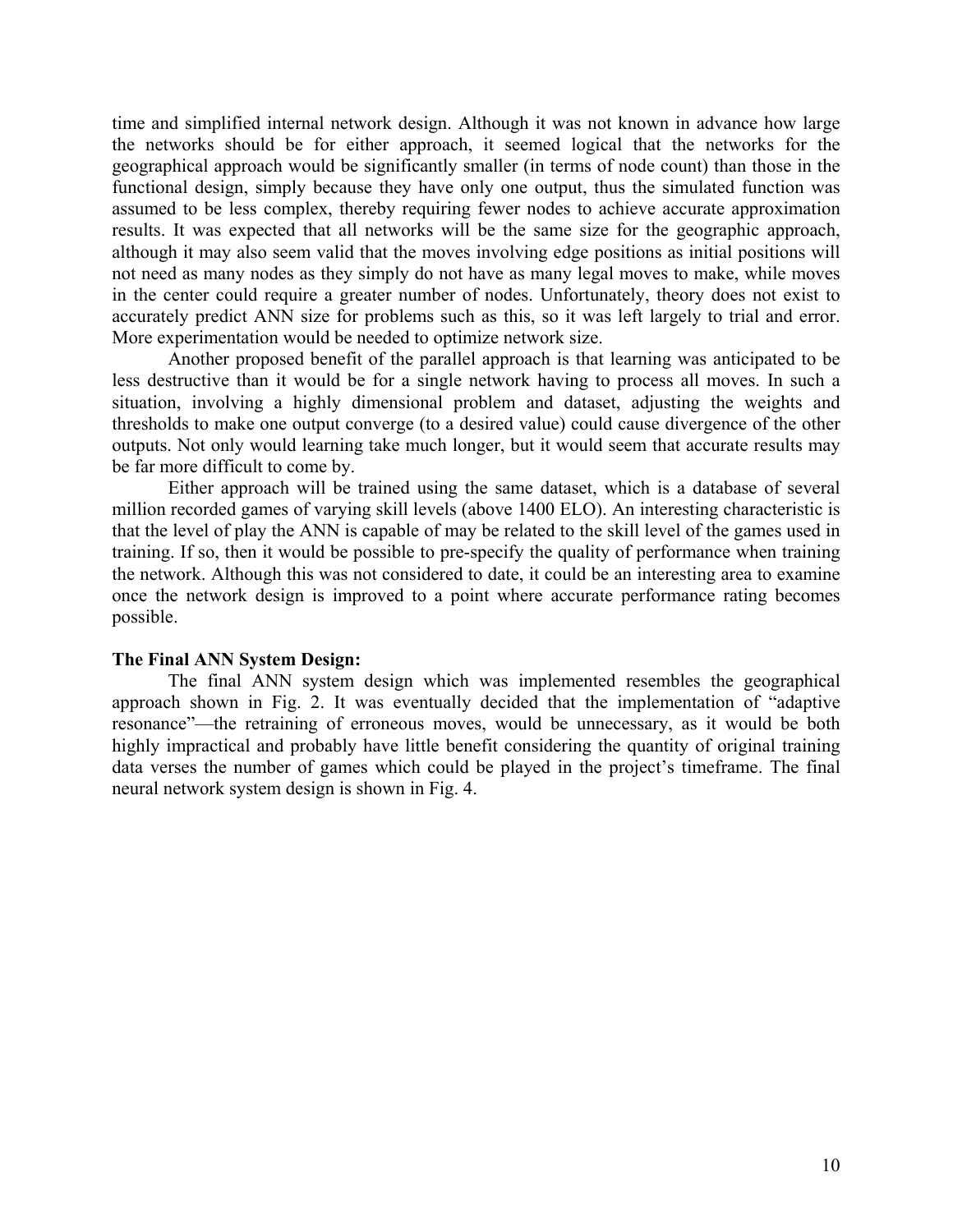time and simplified internal network design. Although it was not known in advance how large the networks should be for either approach, it seemed logical that the networks for the geographical approach would be significantly smaller (in terms of node count) than those in the functional design, simply because they have only one output, thus the simulated function was assumed to be less complex, thereby requiring fewer nodes to achieve accurate approximation results. It was expected that all networks will be the same size for the geographic approach, although it may also seem valid that the moves involving edge positions as initial positions will not need as many nodes as they simply do not have as many legal moves to make, while moves in the center could require a greater number of nodes. Unfortunately, theory does not exist to accurately predict ANN size for problems such as this, so it was left largely to trial and error. More experimentation would be needed to optimize network size.

Another proposed benefit of the parallel approach is that learning was anticipated to be less destructive than it would be for a single network having to process all moves. In such a situation, involving a highly dimensional problem and dataset, adjusting the weights and thresholds to make one output converge (to a desired value) could cause divergence of the other outputs. Not only would learning take much longer, but it would seem that accurate results may be far more difficult to come by.

Either approach will be trained using the same dataset, which is a database of several million recorded games of varying skill levels (above 1400 ELO). An interesting characteristic is that the level of play the ANN is capable of may be related to the skill level of the games used in training. If so, then it would be possible to pre-specify the quality of performance when training the network. Although this was not considered to date, it could be an interesting area to examine once the network design is improved to a point where accurate performance rating becomes possible.

**The Final ANN System Design:**

The final ANN system design which was implemented resembles the geographical approach shown in Fig. 2. It was eventually decided that the implementation of "adaptive resonance"—the retraining of erroneous moves, would be unnecessary, as it would be both highly impractical and probably have little benefit considering the quantity of original training data verses the number of games which could be played in the project's timeframe. The final neural network system design is shown in Fig. 4.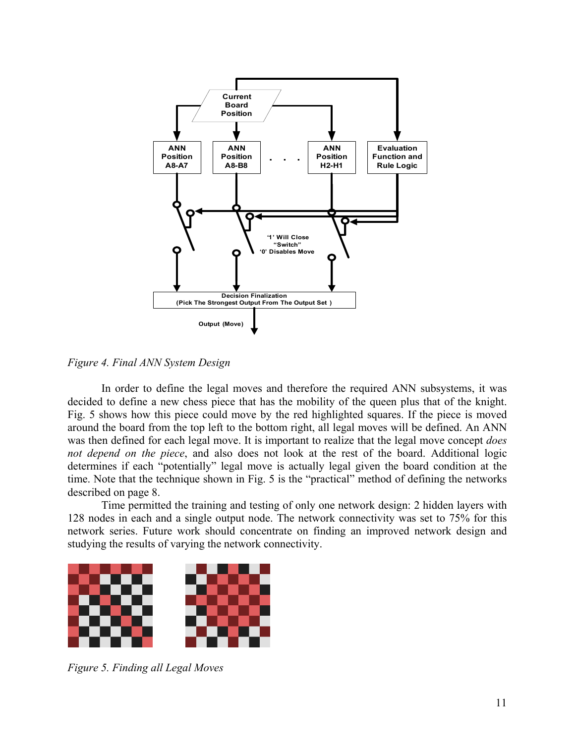*Figure 4. Final ANN System Design*

In order to define the legal moves and therefore the required ANN subsystems, it was decided to define a new chess piece that has the mobility of the queen plus that of the knight. Fig. 5 shows how this piece could move by the red highlighted squares. If the piece is moved around the board from the top left to the bottom right, all legal moves will be defined. An ANN was then defined for each legal move. It is important to realize that the legal move concept *does not depend on the piece*, and also does not look at the rest of the board. Additional logic determines if each “potentially” legal move is actually legal given the board condition at the time. Note that the technique shown in Fig. 5 is the “practical” method of defining the networks described on page 8.

Time permitted the training and testing of only one network design: 2 hidden layers with 128 nodes in each and a single output node. The network connectivity was set to 75% for this network series. Future work should concentrate on finding an improved network design and studying the results of varying the network connectivity.

*Figure 5. Finding all Legal Moves*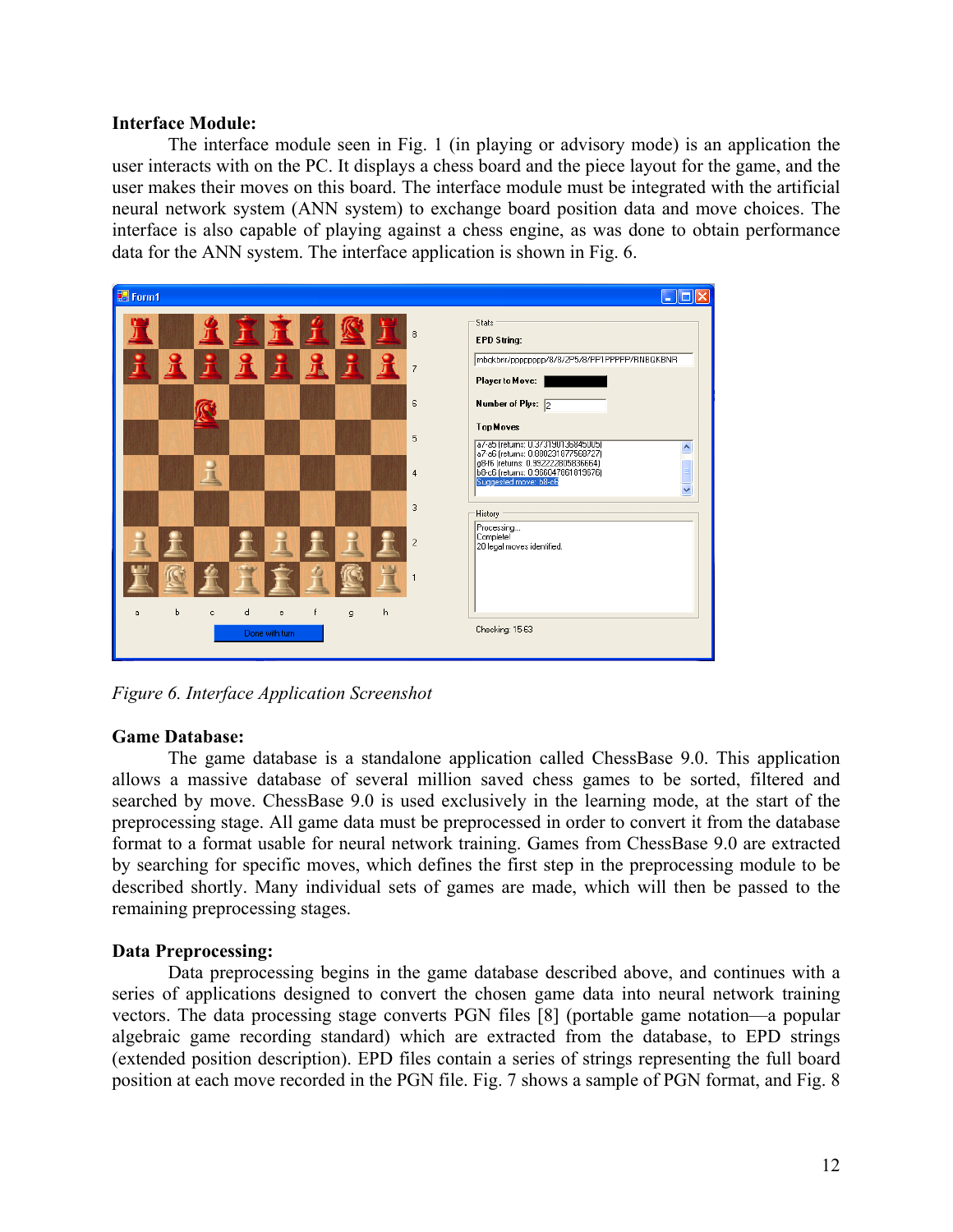**Interface Module:**

The interface module seen in Fig. 1 (in playing or advisory mode) is an application the user interacts with on the PC. It displays a chess board and the piece layout for the game, and the user makes their moves on this board. The interface module must be integrated with the artificial neural network system (ANN system) to exchange board position data and move choices. The interface is also capable of playing against a chess engine, as was done to obtain performance data for the ANN system. The interface application is shown in Fig. 6.

*Figure 6. Interface Application Screenshot*

**Game Database:**

The game database is a standalone application called ChessBase 9.0. This application allows a massive database of several million saved chess games to be sorted, filtered and searched by move. ChessBase 9.0 is used exclusively in the learning mode, at the start of the preprocessing stage. All game data must be preprocessed in order to convert it from the database format to a format usable for neural network training. Games from ChessBase 9.0 are extracted by searching for specific moves, which defines the first step in the preprocessing module to be described shortly. Many individual sets of games are made, which will then be passed to the remaining preprocessing stages.

**Data Preprocessing:**

Data preprocessing begins in the game database described above, and continues with a series of applications designed to convert the chosen game data into neural network training vectors. The data processing stage converts PGN files [8] (portable game notation—a popular algebraic game recording standard) which are extracted from the database, to EPD strings (extended position description). EPD files contain a series of strings representing the full board position at each move recorded in the PGN file. Fig. 7 shows a sample of PGN format, and Fig. 8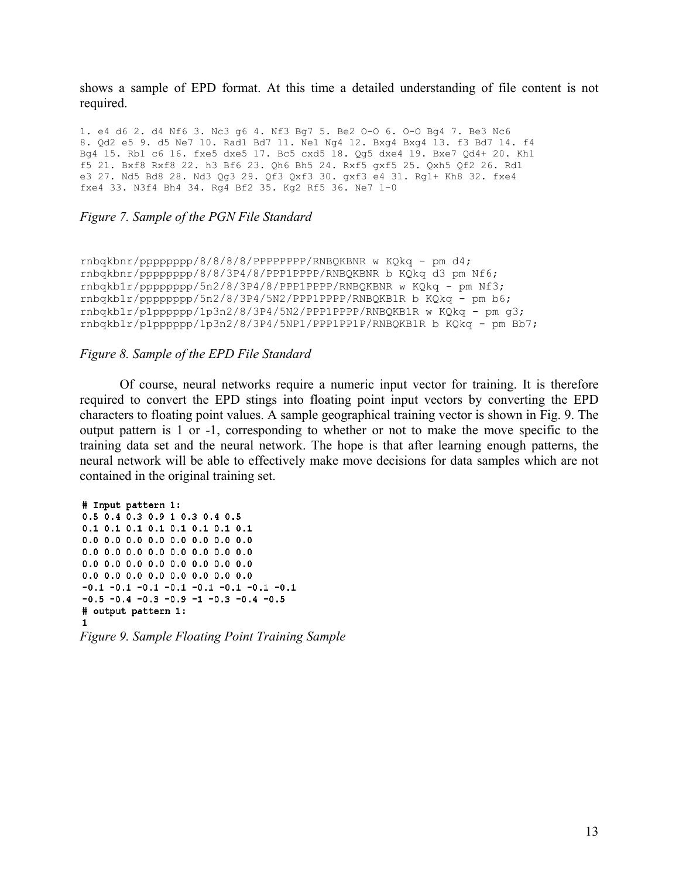shows a sample of EPD format. At this time a detailed understanding of file content is not required.

```
1. e4 d6 2. d4 Nf6 3. Nc3 g6 4. Nf3 Bg7 5. Be2 O-O 6. O-O Bg4 7. Be3 Nc6
8. Qd2 e5 9. d5 Ne7 10. Rad1 Bd7 11. Ne1 Ng4 12. Bxg4 Bxg4 13. f3 Bd7 14. f4
Bg4 15. Rb1 c6 16. fxe5 dxe5 17. Bc5 cxd5 18. Qg5 dxe4 19. Bxe7 Qd4+ 20. Kh1
f5 21. Bxf8 Rxf8 22. h3 Bf6 23. Qh6 Bh5 24. Rxf5 gxf5 25. Qxh5 Qf2 26. Rd1
e3 27. Nd5 Bd8 28. Nd3 Qg3 29. Qf3 Qxf3 30. gxf3 e4 31. Rg1+ Kh8 32. fxe4
fxe4 33. N3f4 Bh4 34. Rg4 Bf2 35. Kg2 Rf5 36. Ne7 1-0
```

*Figure 7. Sample of the PGN File Standard*

```
rnbqkbnr/pppppppp/8/8/8/8/PPPPPPPP/RNBQKBNR w KQkq - pm d4;
rnbqkbnr/pppppppp/8/8/3P4/8/PPP1PPPP/RNBQKBNR b KQkq d3 pm Nf6;
rnbqkb1r/pppppppp/5n2/8/3P4/8/PPP1PPPP/RNBQKBNR w KQkq - pm Nf3;
rnbqkb1r/pppppppp/5n2/8/3P4/5N2/PPP1PPPP/RNBQKB1R b KQkq - pm b6;
rnbqkb1r/p1pppppp/1p3n2/8/3P4/5N2/PPP1PPPP/RNBQKB1R w KQkq - pm g3;
rnbqkb1r/p1pppppp/1p3n2/8/3P4/5NP1/PPP1PP1P/RNBQKB1R b KQkq - pm Bb7;
```

*Figure 8. Sample of the EPD File Standard*

Of course, neural networks require a numeric input vector for training. It is therefore required to convert the EPD stings into floating point input vectors by converting the EPD characters to floating point values. A sample geographical training vector is shown in Fig. 9. The output pattern is 1 or -1, corresponding to whether or not to make the move specific to the training data set and the neural network. The hope is that after learning enough patterns, the neural network will be able to effectively make move decisions for data samples which are not contained in the original training set.

```
# Input pattern 1:
0.5 0.4 0.3 0.9 1 0.3 0.4 0.5
0.1 0.1 0.1 0.1 0.1 0.1 0.1 0.1
0.0 0.0 0.0 0.0 0.0 0.0 0.0 0.0
0.0 0.0 0.0 0.0 0.0 0.0 0.0 0.0
0.0 0.0 0.0 0.0 0.0 0.0 0.0 0.0
0.0 0.0 0.0 0.0 0.0 0.0 0.0 0.0
-0.1 -0.1 -0.1 -0.1 -0.1 -0.1 -0.1 -0.1
-0.5 -0.4 -0.3 -0.9 -1 -0.3 -0.4 -0.5
# output pattern 1:
1
```

*Figure 9. Sample Floating Point Training Sample*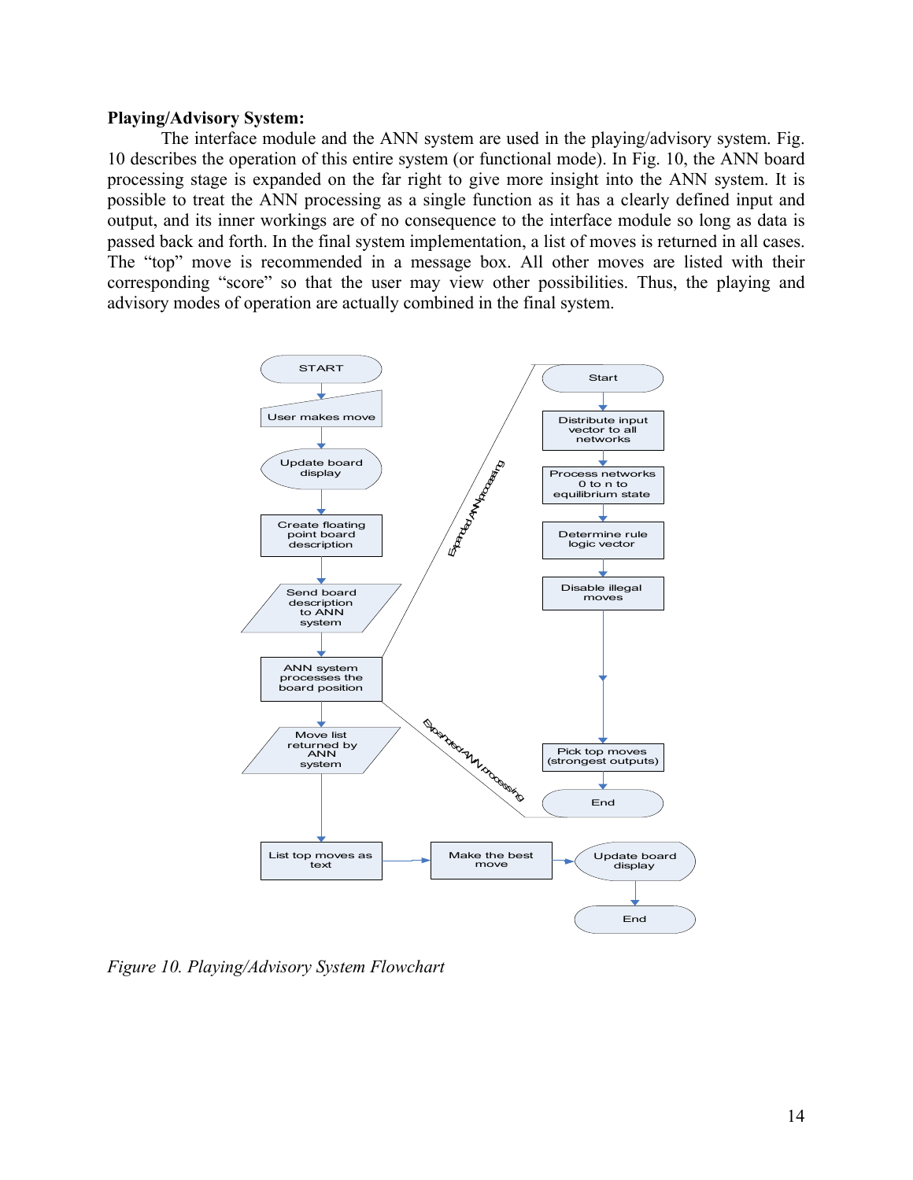**Playing/Advisory System:**

The interface module and the ANN system are used in the playing/advisory system. Fig. 10 describes the operation of this entire system (or functional mode). In Fig. 10, the ANN board processing stage is expanded on the far right to give more insight into the ANN system. It is possible to treat the ANN processing as a single function as it has a clearly defined input and output, and its inner workings are of no consequence to the interface module so long as data is passed back and forth. In the final system implementation, a list of moves is returned in all cases. The "top" move is recommended in a message box. All other moves are listed with their corresponding "score" so that the user may view other possibilities. Thus, the playing and advisory modes of operation are actually combined in the final system.

*Figure 10. Playing/Advisory System Flowchart*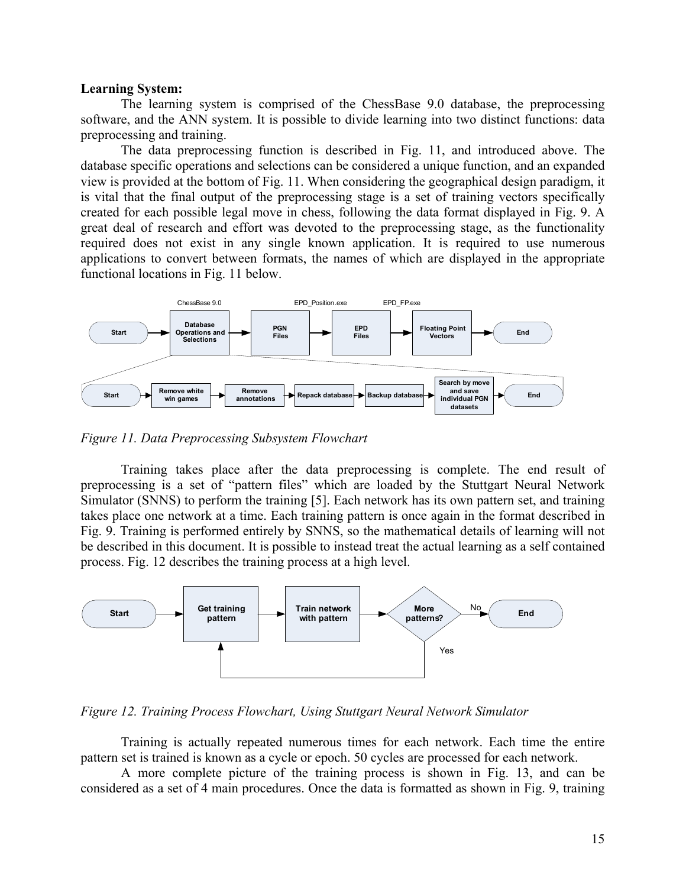**Learning System:**

The learning system is comprised of the ChessBase 9.0 database, the preprocessing software, and the ANN system. It is possible to divide learning into two distinct functions: data preprocessing and training.

The data preprocessing function is described in Fig. 11, and introduced above. The database specific operations and selections can be considered a unique function, and an expanded view is provided at the bottom of Fig. 11. When considering the geographical design paradigm, it is vital that the final output of the preprocessing stage is a set of training vectors specifically created for each possible legal move in chess, following the data format displayed in Fig. 9. A great deal of research and effort was devoted to the preprocessing stage, as the functionality required does not exist in any single known application. It is required to use numerous applications to convert between formats, the names of which are displayed in the appropriate functional locations in Fig. 11 below.

*Figure 11. Data Preprocessing Subsystem Flowchart*

Training takes place after the data preprocessing is complete. The end result of preprocessing is a set of "pattern files" which are loaded by the Stuttgart Neural Network Simulator (SNNS) to perform the training [5]. Each network has its own pattern set, and training takes place one network at a time. Each training pattern is once again in the format described in Fig. 9. Training is performed entirely by SNNS, so the mathematical details of learning will not be described in this document. It is possible to instead treat the actual learning as a self contained process. Fig. 12 describes the training process at a high level.

*Figure 12. Training Process Flowchart, Using Stuttgart Neural Network Simulator*

Training is actually repeated numerous times for each network. Each time the entire pattern set is trained is known as a cycle or epoch. 50 cycles are processed for each network.

A more complete picture of the training process is shown in Fig. 13, and can be considered as a set of 4 main procedures. Once the data is formatted as shown in Fig. 9, training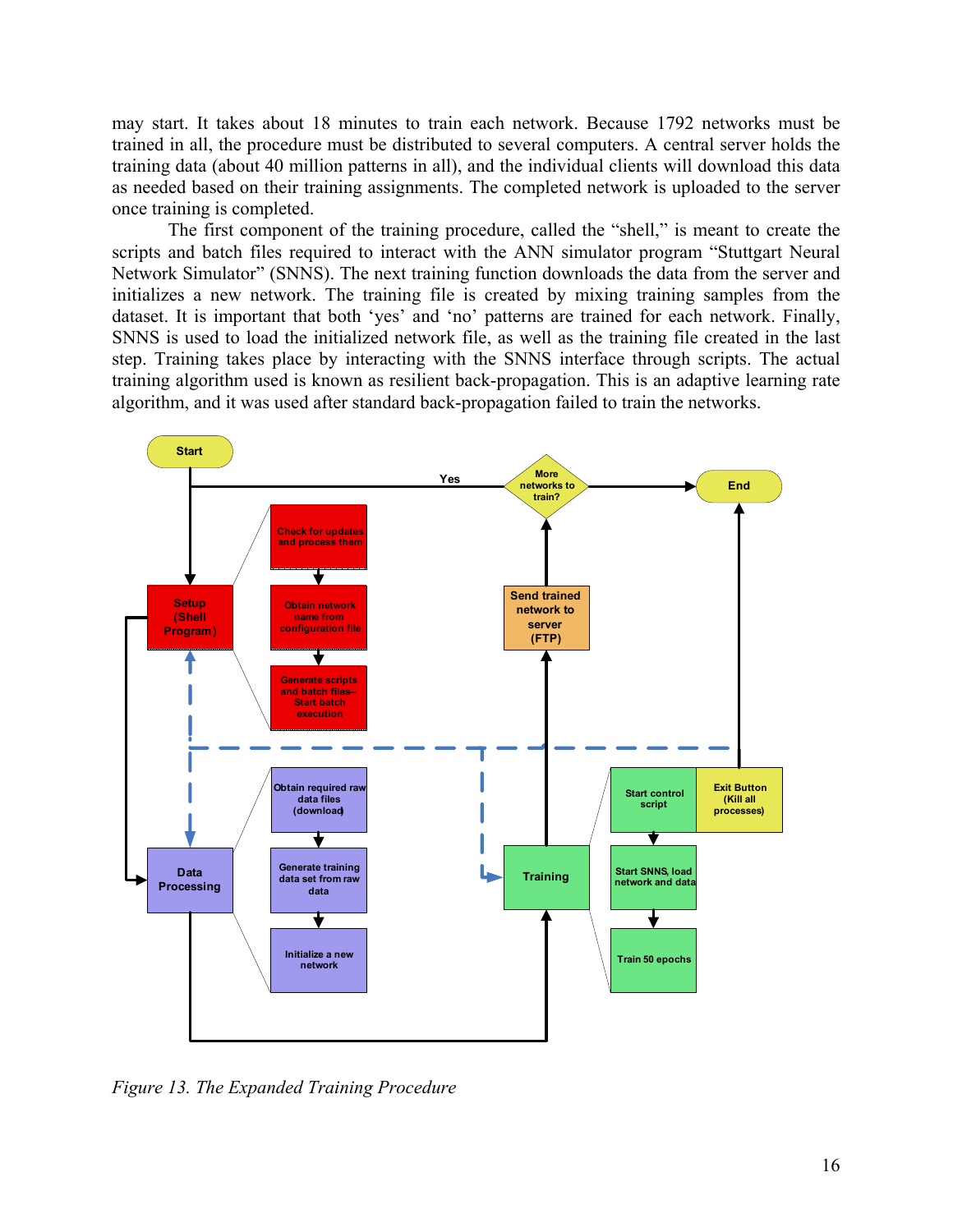may start. It takes about 18 minutes to train each network. Because 1792 networks must be trained in all, the procedure must be distributed to several computers. A central server holds the training data (about 40 million patterns in all), and the individual clients will download this data as needed based on their training assignments. The completed network is uploaded to the server once training is completed.

The first component of the training procedure, called the "shell," is meant to create the scripts and batch files required to interact with the ANN simulator program "Stuttgart Neural Network Simulator" (SNNS). The next training function downloads the data from the server and initializes a new network. The training file is created by mixing training samples from the dataset. It is important that both 'yes' and 'no' patterns are trained for each network. Finally, SNNS is used to load the initialized network file, as well as the training file created in the last step. Training takes place by interacting with the SNNS interface through scripts. The actual training algorithm used is known as resilient back-propagation. This is an adaptive learning rate algorithm, and it was used after standard back-propagation failed to train the networks.

*Figure 13. The Expanded Training Procedure*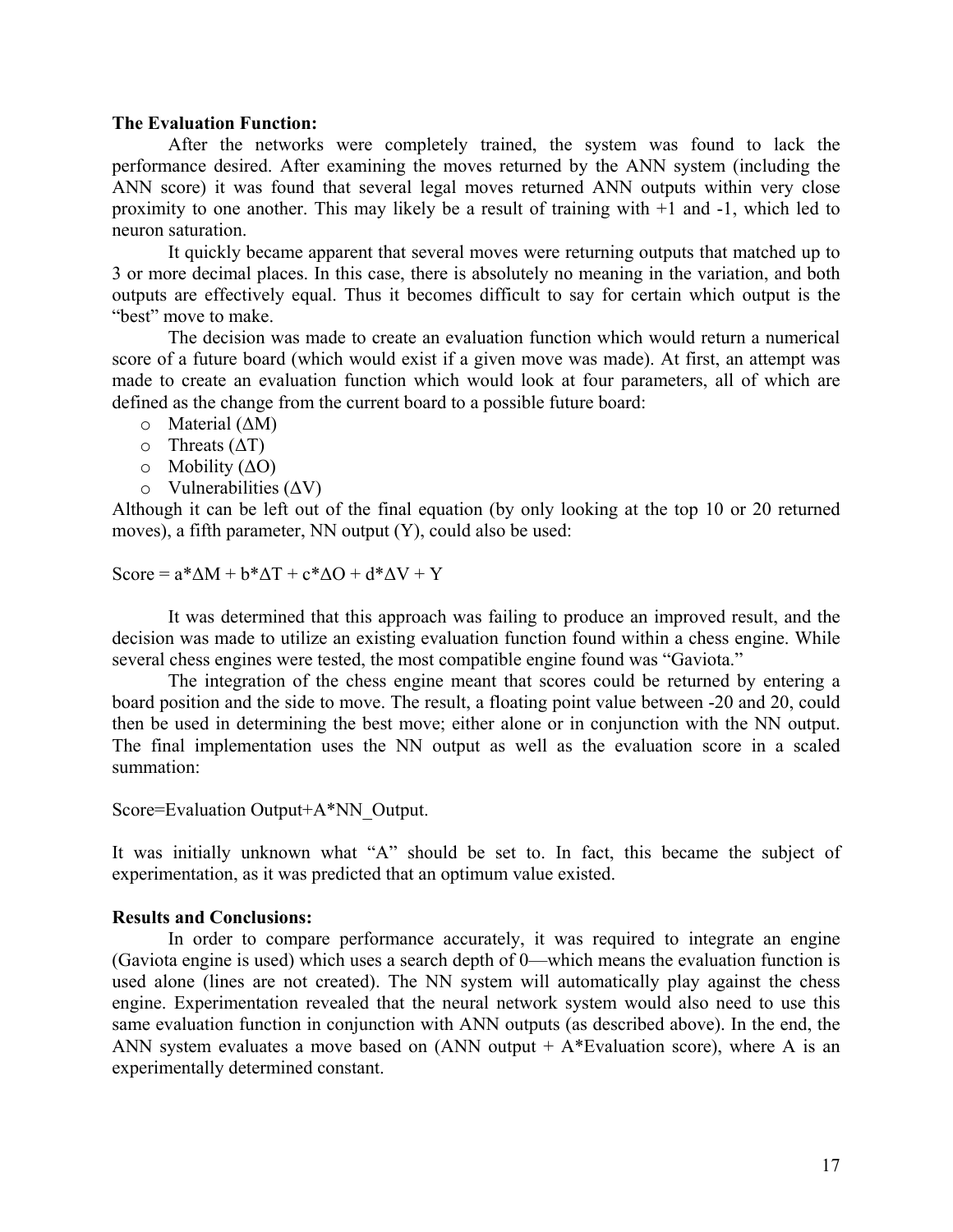**The Evaluation Function:**

After the networks were completely trained, the system was found to lack the performance desired. After examining the moves returned by the ANN system (including the ANN score) it was found that several legal moves returned ANN outputs within very close proximity to one another. This may likely be a result of training with +1 and -1, which led to neuron saturation.

It quickly became apparent that several moves were returning outputs that matched up to 3 or more decimal places. In this case, there is absolutely no meaning in the variation, and both outputs are effectively equal. Thus it becomes difficult to say for certain which output is the "best" move to make.

The decision was made to create an evaluation function which would return a numerical score of a future board (which would exist if a given move was made). At first, an attempt was made to create an evaluation function which would look at four parameters, all of which are defined as the change from the current board to a possible future board:

- Material ($\Delta M$)
- Threats ($\Delta T$)
- Mobility ($\Delta O$)
- Vulnerabilities ($\Delta V$)

Although it can be left out of the final equation (by only looking at the top 10 or 20 returned moves), a fifth parameter, NN output (Y), could also be used:

$$\text{Score} = a*\Delta M + b*\Delta T + c*\Delta O + d*\Delta V + Y$$

It was determined that this approach was failing to produce an improved result, and the decision was made to utilize an existing evaluation function found within a chess engine. While several chess engines were tested, the most compatible engine found was "Gaviota."

The integration of the chess engine meant that scores could be returned by entering a board position and the side to move. The result, a floating point value between -20 and 20, could then be used in determining the best move; either alone or in conjunction with the NN output. The final implementation uses the NN output as well as the evaluation score in a scaled summation:

$$\text{Score}=\text{Evaluation Output}+A*\text{NN\_Output}.$$

It was initially unknown what "A" should be set to. In fact, this became the subject of experimentation, as it was predicted that an optimum value existed.

**Results and Conclusions:**

In order to compare performance accurately, it was required to integrate an engine (Gaviota engine is used) which uses a search depth of 0—which means the evaluation function is used alone (lines are not created). The NN system will automatically play against the chess engine. Experimentation revealed that the neural network system would also need to use this same evaluation function in conjunction with ANN outputs (as described above). In the end, the ANN system evaluates a move based on (ANN output + A*Evaluation score), where A is an experimentally determined constant.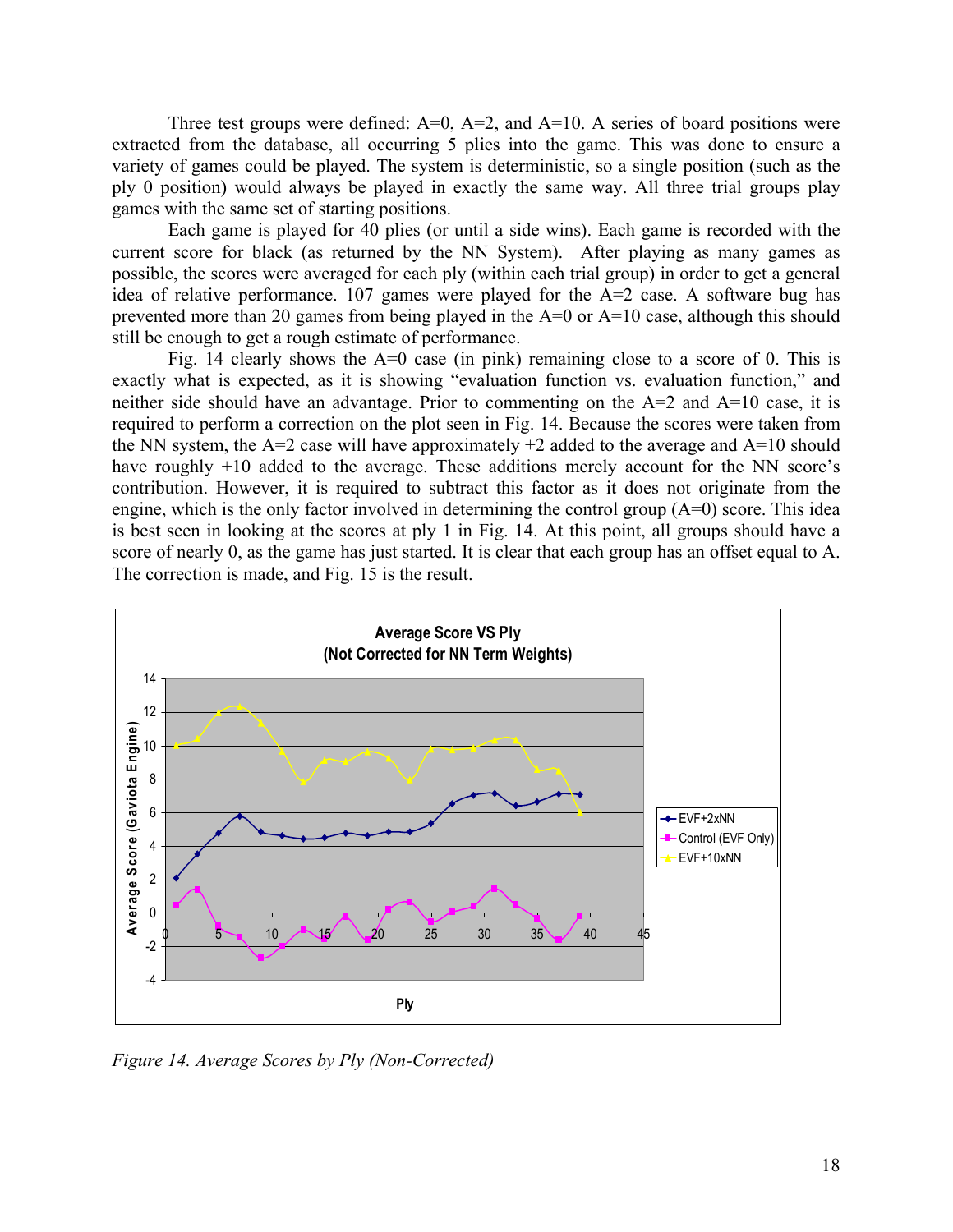Three test groups were defined: A=0, A=2, and A=10. A series of board positions were extracted from the database, all occurring 5 plies into the game. This was done to ensure a variety of games could be played. The system is deterministic, so a single position (such as the ply 0 position) would always be played in exactly the same way. All three trial groups play games with the same set of starting positions.

Each game is played for 40 plies (or until a side wins). Each game is recorded with the current score for black (as returned by the NN System). After playing as many games as possible, the scores were averaged for each ply (within each trial group) in order to get a general idea of relative performance. 107 games were played for the A=2 case. A software bug has prevented more than 20 games from being played in the A=0 or A=10 case, although this should still be enough to get a rough estimate of performance.

Fig. 14 clearly shows the A=0 case (in pink) remaining close to a score of 0. This is exactly what is expected, as it is showing "evaluation function vs. evaluation function," and neither side should have an advantage. Prior to commenting on the A=2 and A=10 case, it is required to perform a correction on the plot seen in Fig. 14. Because the scores were taken from the NN system, the A=2 case will have approximately +2 added to the average and A=10 should have roughly +10 added to the average. These additions merely account for the NN score's contribution. However, it is required to subtract this factor as it does not originate from the engine, which is the only factor involved in determining the control group (A=0) score. This idea is best seen in looking at the scores at ply 1 in Fig. 14. At this point, all groups should have a score of nearly 0, as the game has just started. It is clear that each group has an offset equal to A. The correction is made, and Fig. 15 is the result.

*Figure 14. Average Scores by Ply (Non-Corrected)*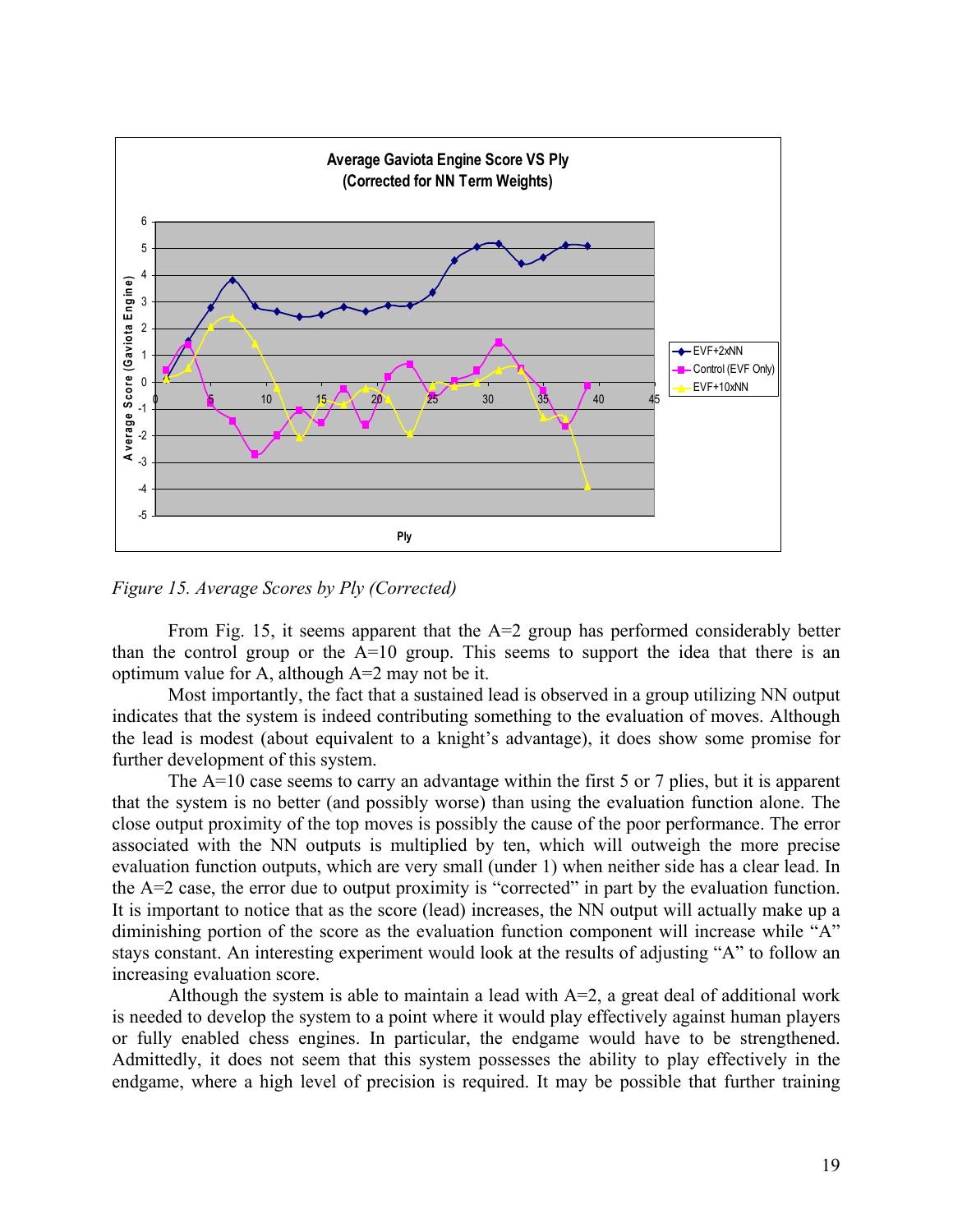*Figure 15. Average Scores by Ply (Corrected)*

From Fig. 15, it seems apparent that the A=2 group has performed considerably better than the control group or the A=10 group. This seems to support the idea that there is an optimum value for A, although A=2 may not be it.

Most importantly, the fact that a sustained lead is observed in a group utilizing NN output indicates that the system is indeed contributing something to the evaluation of moves. Although the lead is modest (about equivalent to a knight's advantage), it does show some promise for further development of this system.

The A=10 case seems to carry an advantage within the first 5 or 7 plies, but it is apparent that the system is no better (and possibly worse) than using the evaluation function alone. The close output proximity of the top moves is possibly the cause of the poor performance. The error associated with the NN outputs is multiplied by ten, which will outweigh the more precise evaluation function outputs, which are very small (under 1) when neither side has a clear lead. In the A=2 case, the error due to output proximity is "corrected" in part by the evaluation function. It is important to notice that as the score (lead) increases, the NN output will actually make up a diminishing portion of the score as the evaluation function component will increase while "A" stays constant. An interesting experiment would look at the results of adjusting "A" to follow an increasing evaluation score.

Although the system is able to maintain a lead with A=2, a great deal of additional work is needed to develop the system to a point where it would play effectively against human players or fully enabled chess engines. In particular, the endgame would have to be strengthened. Admittedly, it does not seem that this system possesses the ability to play effectively in the endgame, where a high level of precision is required. It may be possible that further training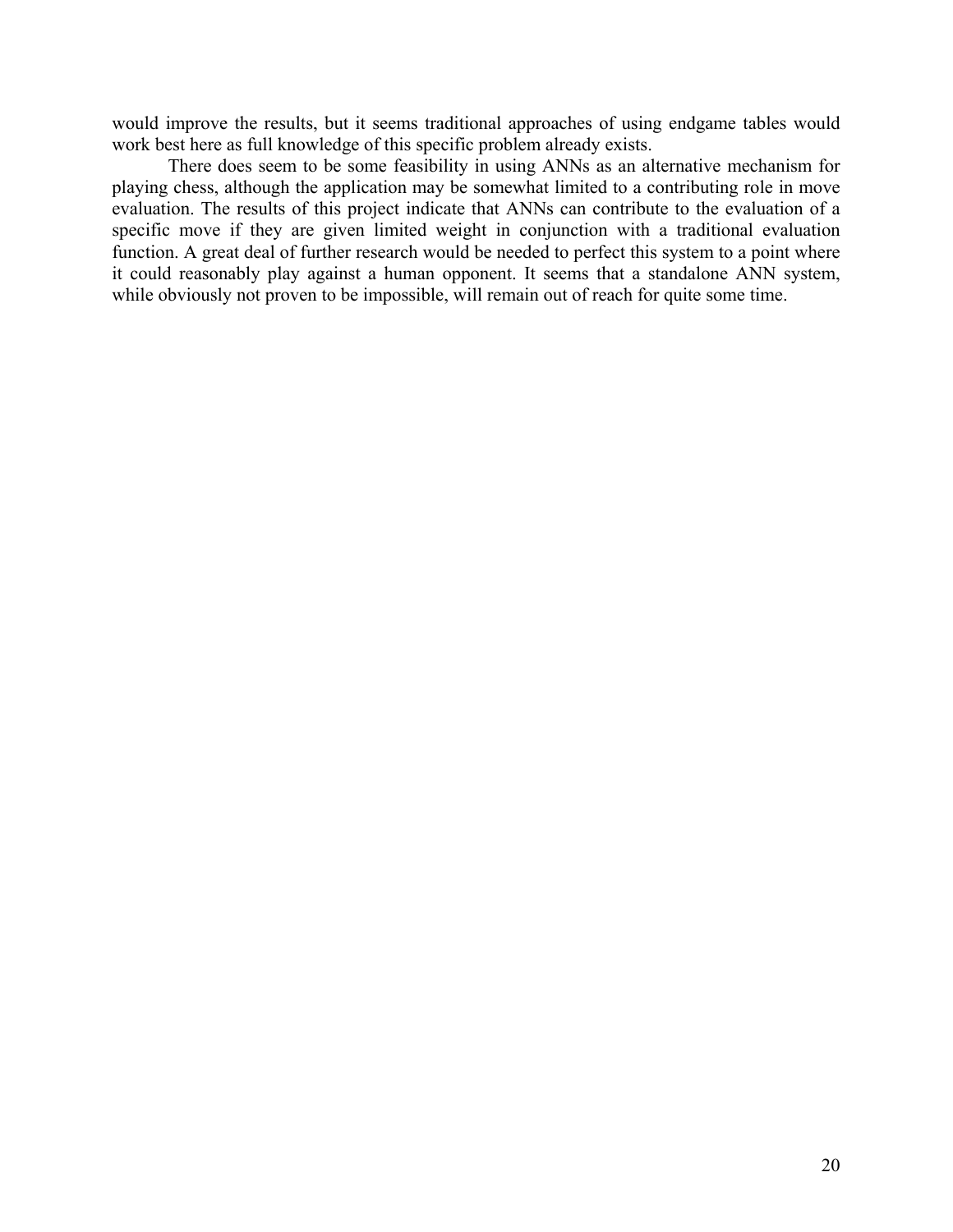would improve the results, but it seems traditional approaches of using endgame tables would work best here as full knowledge of this specific problem already exists.

There does seem to be some feasibility in using ANNs as an alternative mechanism for playing chess, although the application may be somewhat limited to a contributing role in move evaluation. The results of this project indicate that ANNs can contribute to the evaluation of a specific move if they are given limited weight in conjunction with a traditional evaluation function. A great deal of further research would be needed to perfect this system to a point where it could reasonably play against a human opponent. It seems that a standalone ANN system, while obviously not proven to be impossible, will remain out of reach for quite some time.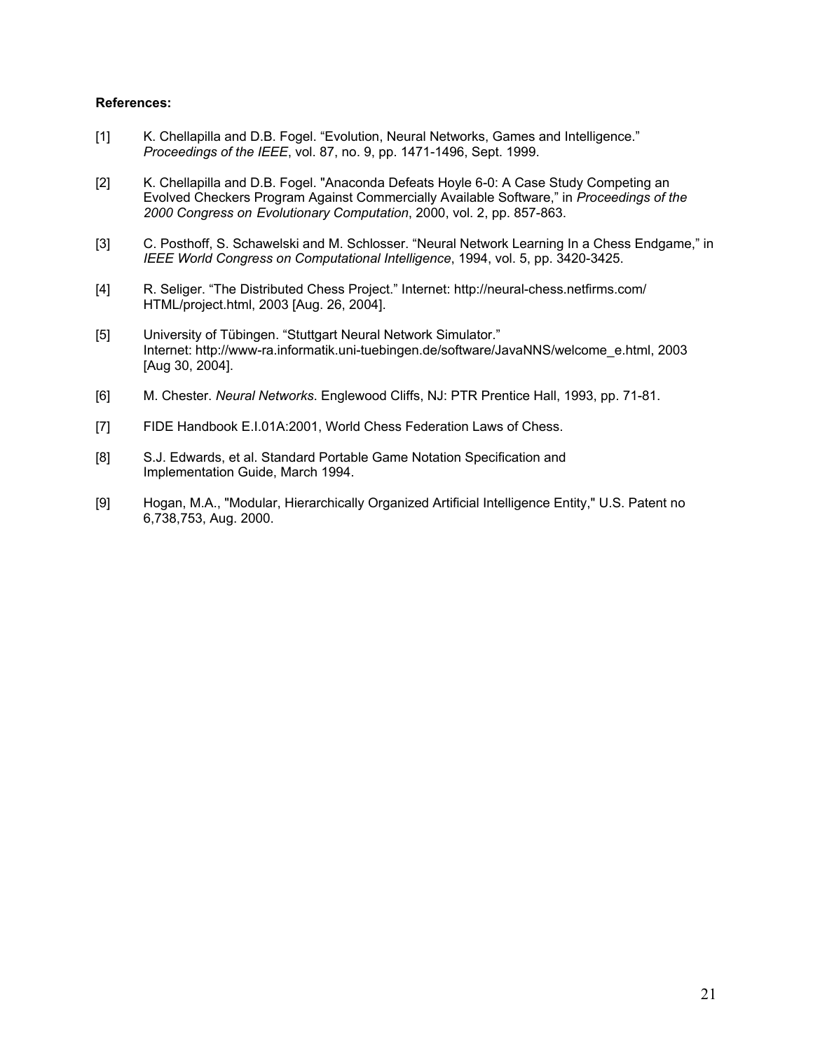**References:**

[1] K. Chellapilla and D.B. Fogel. “Evolution, Neural Networks, Games and Intelligence.” *Proceedings of the IEEE*, vol. 87, no. 9, pp. 1471-1496, Sept. 1999.

[2] K. Chellapilla and D.B. Fogel. "Anaconda Defeats Hoyle 6-0: A Case Study Competing an Evolved Checkers Program Against Commercially Available Software,” in *Proceedings of the 2000 Congress on Evolutionary Computation*, 2000, vol. 2, pp. 857-863.

[3] C. Posthoff, S. Schawelski and M. Schlosser. “Neural Network Learning In a Chess Endgame,” in *IEEE World Congress on Computational Intelligence*, 1994, vol. 5, pp. 3420-3425.

[4] R. Seliger. “The Distributed Chess Project.” Internet: http://neural-chess.netfirms.com/HTML/project.html, 2003 [Aug. 26, 2004].

[5] University of Tübingen. “Stuttgart Neural Network Simulator.” Internet: http://www-ra.informatik.uni-tuebingen.de/software/JavaNNS/welcome_e.html, 2003 [Aug 30, 2004].

[6] M. Chester. *Neural Networks*. Englewood Cliffs, NJ: PTR Prentice Hall, 1993, pp. 71-81.

[7] FIDE Handbook E.I.01A:2001, World Chess Federation Laws of Chess.

[8] S.J. Edwards, et al. Standard Portable Game Notation Specification and Implementation Guide, March 1994.

[9] Hogan, M.A., "Modular, Hierarchically Organized Artificial Intelligence Entity," U.S. Patent no 6,738,753, Aug. 2000.